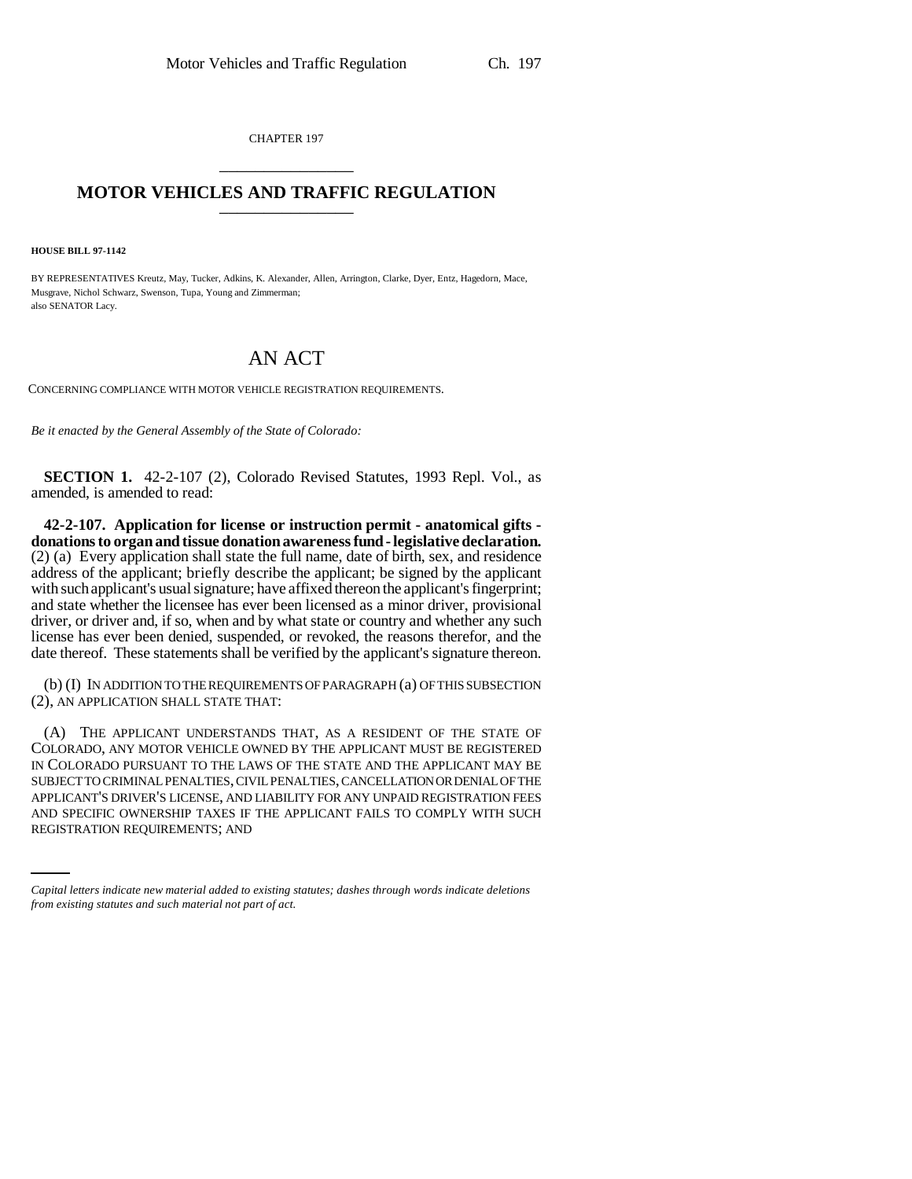CHAPTER 197

# MOTOR VEHICLES AND TRAFFIC REGULATION

**HOUSE BILL 97-1142**

BY REPRESENTATIVES Kreutz, May, Tucker, Adkins, K. Alexander, Allen, Arrington, Clarke, Dyer, Entz, Hagedorn, Mace, Musgrave, Nichol Schwarz, Swenson, Tupa, Young and Zimmerman;
also SENATOR Lacy.

## AN ACT

CONCERNING COMPLIANCE WITH MOTOR VEHICLE REGISTRATION REQUIREMENTS.

*Be it enacted by the General Assembly of the State of Colorado:*

**SECTION 1.** 42-2-107 (2), Colorado Revised Statutes, 1993 Repl. Vol., as amended, is amended to read:

**42-2-107. Application for license or instruction permit - anatomical gifts - donations to organ and tissue donation awareness fund - legislative declaration.** (2) (a) Every application shall state the full name, date of birth, sex, and residence address of the applicant; briefly describe the applicant; be signed by the applicant with such applicant's usual signature; have affixed thereon the applicant's fingerprint; and state whether the licensee has ever been licensed as a minor driver, provisional driver, or driver and, if so, when and by what state or country and whether any such license has ever been denied, suspended, or revoked, the reasons therefor, and the date thereof. These statements shall be verified by the applicant's signature thereon.

(b) (I) IN ADDITION TO THE REQUIREMENTS OF PARAGRAPH (a) OF THIS SUBSECTION (2), AN APPLICATION SHALL STATE THAT:

(A) THE APPLICANT UNDERSTANDS THAT, AS A RESIDENT OF THE STATE OF COLORADO, ANY MOTOR VEHICLE OWNED BY THE APPLICANT MUST BE REGISTERED IN COLORADO PURSUANT TO THE LAWS OF THE STATE AND THE APPLICANT MAY BE SUBJECT TO CRIMINAL PENALTIES, CIVIL PENALTIES, CANCELLATION OR DENIAL OF THE APPLICANT'S DRIVER'S LICENSE, AND LIABILITY FOR ANY UNPAID REGISTRATION FEES AND SPECIFIC OWNERSHIP TAXES IF THE APPLICANT FAILS TO COMPLY WITH SUCH REGISTRATION REQUIREMENTS; AND

*Capital letters indicate new material added to existing statutes; dashes through words indicate deletions from existing statutes and such material not part of act.*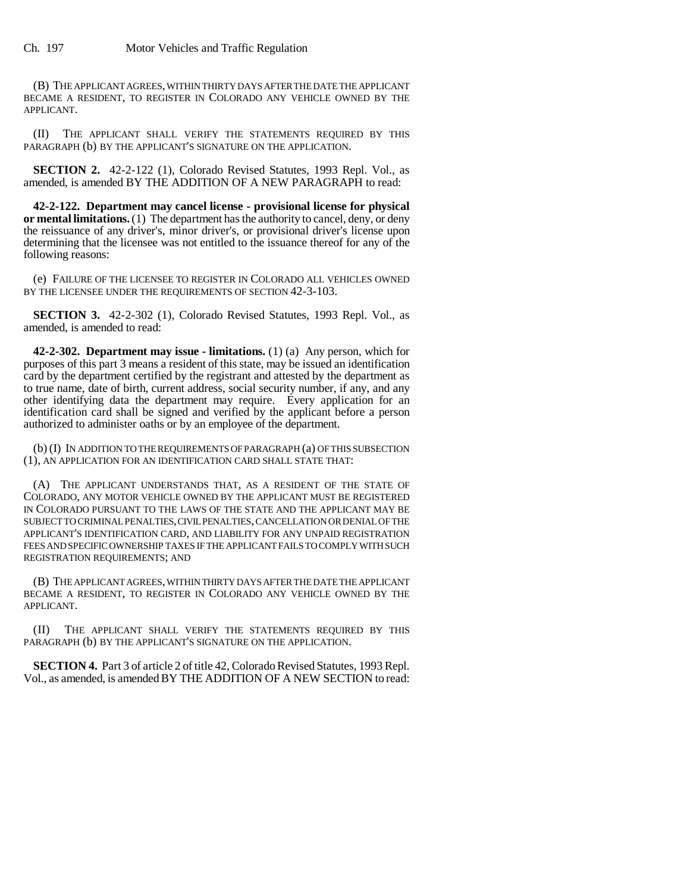(B) THE APPLICANT AGREES, WITHIN THIRTY DAYS AFTER THE DATE THE APPLICANT BECAME A RESIDENT, TO REGISTER IN COLORADO ANY VEHICLE OWNED BY THE APPLICANT.

(II) THE APPLICANT SHALL VERIFY THE STATEMENTS REQUIRED BY THIS PARAGRAPH (b) BY THE APPLICANT'S SIGNATURE ON THE APPLICATION.

**SECTION 2.** 42-2-122 (1), Colorado Revised Statutes, 1993 Repl. Vol., as amended, is amended BY THE ADDITION OF A NEW PARAGRAPH to read:

**42-2-122. Department may cancel license - provisional license for physical or mental limitations.** (1) The department has the authority to cancel, deny, or deny the reissuance of any driver's, minor driver's, or provisional driver's license upon determining that the licensee was not entitled to the issuance thereof for any of the following reasons:

(e) FAILURE OF THE LICENSEE TO REGISTER IN COLORADO ALL VEHICLES OWNED BY THE LICENSEE UNDER THE REQUIREMENTS OF SECTION 42-3-103.

**SECTION 3.** 42-2-302 (1), Colorado Revised Statutes, 1993 Repl. Vol., as amended, is amended to read:

**42-2-302. Department may issue - limitations.** (1) (a) Any person, which for purposes of this part 3 means a resident of this state, may be issued an identification card by the department certified by the registrant and attested by the department as to true name, date of birth, current address, social security number, if any, and any other identifying data the department may require. Every application for an identification card shall be signed and verified by the applicant before a person authorized to administer oaths or by an employee of the department.

(b) (I) IN ADDITION TO THE REQUIREMENTS OF PARAGRAPH (a) OF THIS SUBSECTION (1), AN APPLICATION FOR AN IDENTIFICATION CARD SHALL STATE THAT:

(A) THE APPLICANT UNDERSTANDS THAT, AS A RESIDENT OF THE STATE OF COLORADO, ANY MOTOR VEHICLE OWNED BY THE APPLICANT MUST BE REGISTERED IN COLORADO PURSUANT TO THE LAWS OF THE STATE AND THE APPLICANT MAY BE SUBJECT TO CRIMINAL PENALTIES, CIVIL PENALTIES, CANCELLATION OR DENIAL OF THE APPLICANT'S IDENTIFICATION CARD, AND LIABILITY FOR ANY UNPAID REGISTRATION FEES AND SPECIFIC OWNERSHIP TAXES IF THE APPLICANT FAILS TO COMPLY WITH SUCH REGISTRATION REQUIREMENTS; AND

(B) THE APPLICANT AGREES, WITHIN THIRTY DAYS AFTER THE DATE THE APPLICANT BECAME A RESIDENT, TO REGISTER IN COLORADO ANY VEHICLE OWNED BY THE APPLICANT.

(II) THE APPLICANT SHALL VERIFY THE STATEMENTS REQUIRED BY THIS PARAGRAPH (b) BY THE APPLICANT'S SIGNATURE ON THE APPLICATION.

**SECTION 4.** Part 3 of article 2 of title 42, Colorado Revised Statutes, 1993 Repl. Vol., as amended, is amended BY THE ADDITION OF A NEW SECTION to read: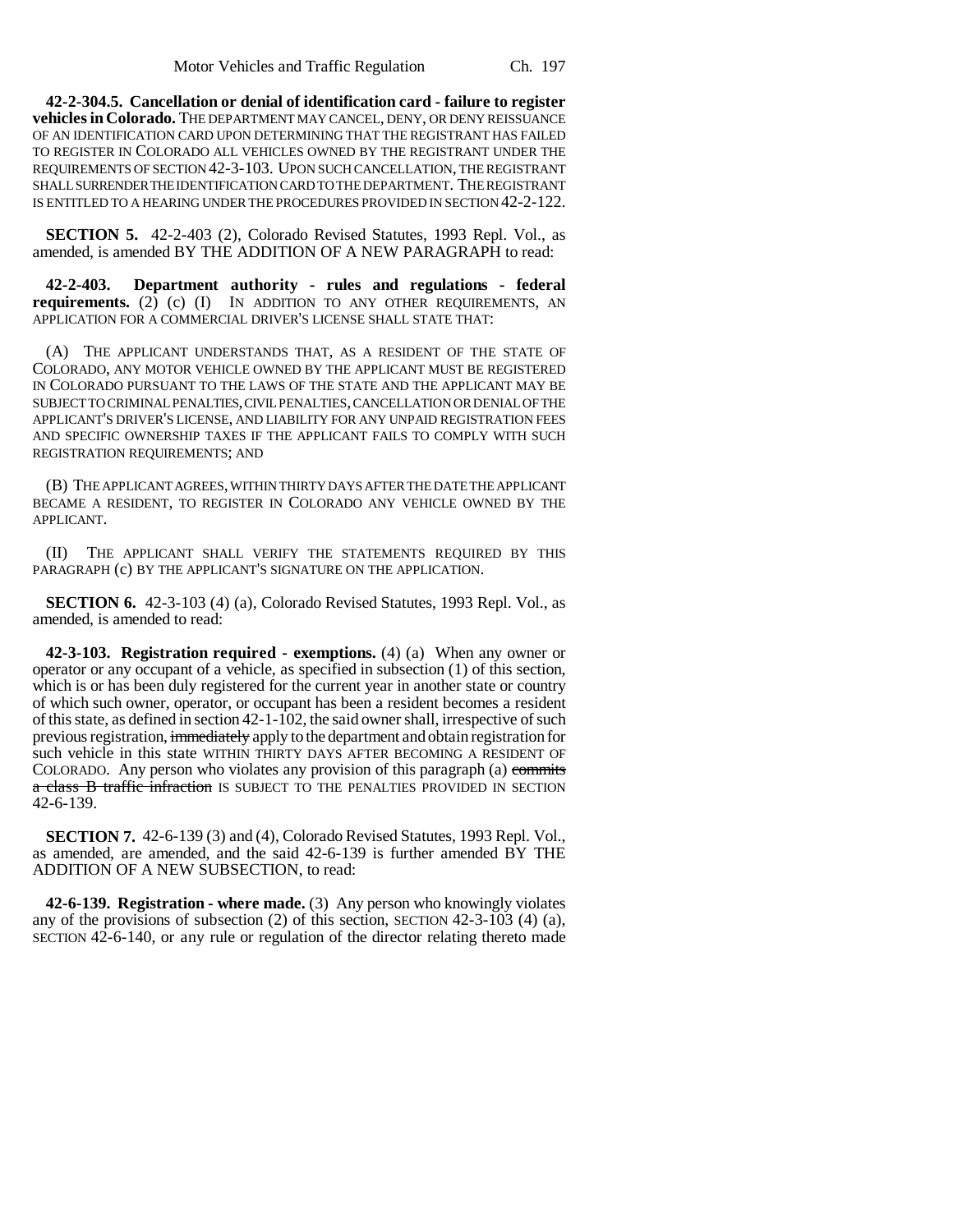**42-2-304.5. Cancellation or denial of identification card - failure to register vehicles in Colorado.** THE DEPARTMENT MAY CANCEL, DENY, OR DENY REISSUANCE OF AN IDENTIFICATION CARD UPON DETERMINING THAT THE REGISTRANT HAS FAILED TO REGISTER IN COLORADO ALL VEHICLES OWNED BY THE REGISTRANT UNDER THE REQUIREMENTS OF SECTION 42-3-103. UPON SUCH CANCELLATION, THE REGISTRANT SHALL SURRENDER THE IDENTIFICATION CARD TO THE DEPARTMENT. THE REGISTRANT IS ENTITLED TO A HEARING UNDER THE PROCEDURES PROVIDED IN SECTION 42-2-122.

**SECTION 5.** 42-2-403 (2), Colorado Revised Statutes, 1993 Repl. Vol., as amended, is amended BY THE ADDITION OF A NEW PARAGRAPH to read:

**42-2-403. Department authority - rules and regulations - federal requirements.** (2) (c) (I) IN ADDITION TO ANY OTHER REQUIREMENTS, AN APPLICATION FOR A COMMERCIAL DRIVER'S LICENSE SHALL STATE THAT:

(A) THE APPLICANT UNDERSTANDS THAT, AS A RESIDENT OF THE STATE OF COLORADO, ANY MOTOR VEHICLE OWNED BY THE APPLICANT MUST BE REGISTERED IN COLORADO PURSUANT TO THE LAWS OF THE STATE AND THE APPLICANT MAY BE SUBJECT TO CRIMINAL PENALTIES, CIVIL PENALTIES, CANCELLATION OR DENIAL OF THE APPLICANT'S DRIVER'S LICENSE, AND LIABILITY FOR ANY UNPAID REGISTRATION FEES AND SPECIFIC OWNERSHIP TAXES IF THE APPLICANT FAILS TO COMPLY WITH SUCH REGISTRATION REQUIREMENTS; AND

(B) THE APPLICANT AGREES, WITHIN THIRTY DAYS AFTER THE DATE THE APPLICANT BECAME A RESIDENT, TO REGISTER IN COLORADO ANY VEHICLE OWNED BY THE APPLICANT.

(II) THE APPLICANT SHALL VERIFY THE STATEMENTS REQUIRED BY THIS PARAGRAPH (c) BY THE APPLICANT'S SIGNATURE ON THE APPLICATION.

**SECTION 6.** 42-3-103 (4) (a), Colorado Revised Statutes, 1993 Repl. Vol., as amended, is amended to read:

**42-3-103. Registration required - exemptions.** (4) (a) When any owner or operator or any occupant of a vehicle, as specified in subsection (1) of this section, which is or has been duly registered for the current year in another state or country of which such owner, operator, or occupant has been a resident becomes a resident of this state, as defined in section 42-1-102, the said owner shall, irrespective of such previous registration, ~~immediately~~ apply to the department and obtain registration for such vehicle in this state WITHIN THIRTY DAYS AFTER BECOMING A RESIDENT OF COLORADO. Any person who violates any provision of this paragraph (a) ~~commits a class B traffic infraction~~ IS SUBJECT TO THE PENALTIES PROVIDED IN SECTION 42-6-139.

**SECTION 7.** 42-6-139 (3) and (4), Colorado Revised Statutes, 1993 Repl. Vol., as amended, are amended, and the said 42-6-139 is further amended BY THE ADDITION OF A NEW SUBSECTION, to read:

**42-6-139. Registration - where made.** (3) Any person who knowingly violates any of the provisions of subsection (2) of this section, SECTION 42-3-103 (4) (a), SECTION 42-6-140, or any rule or regulation of the director relating thereto made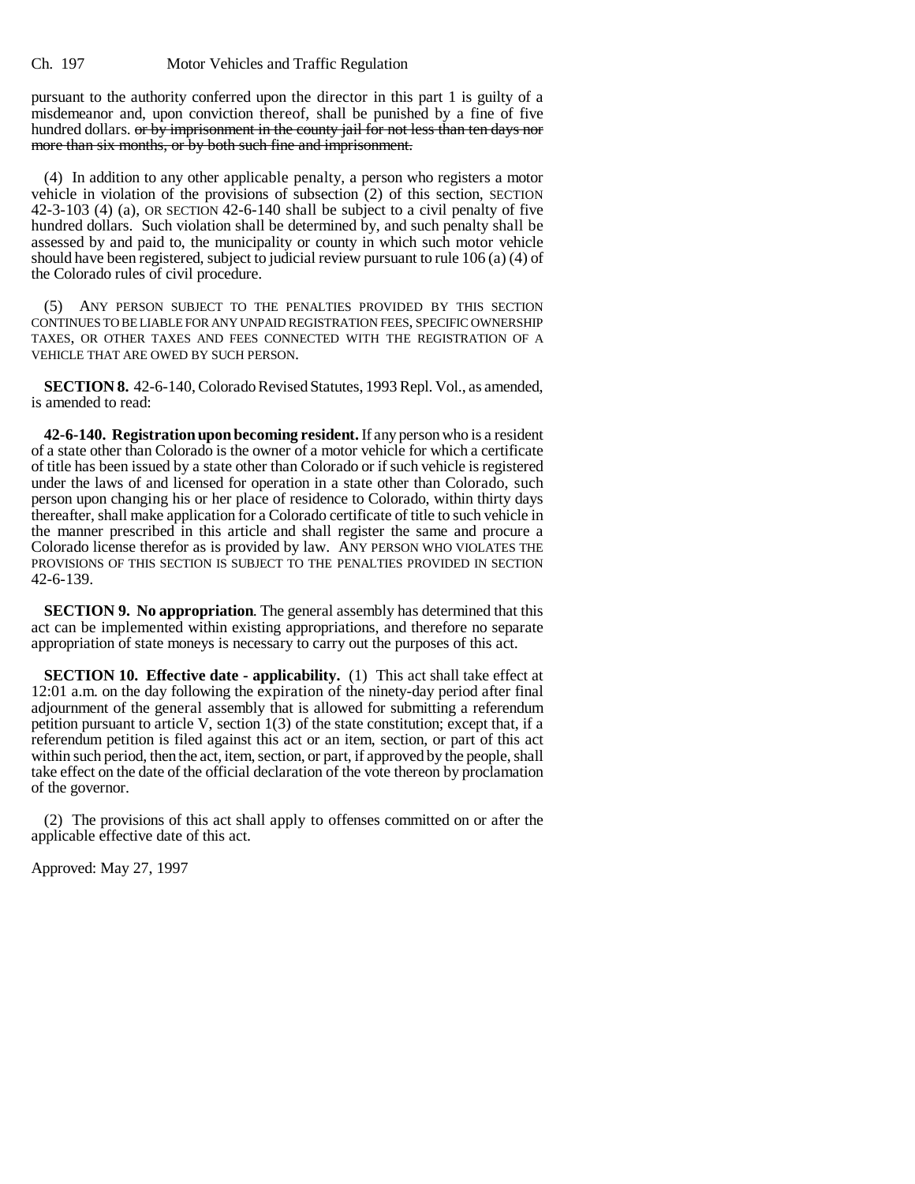pursuant to the authority conferred upon the director in this part 1 is guilty of a misdemeanor and, upon conviction thereof, shall be punished by a fine of five hundred dollars. ~~or by imprisonment in the county jail for not less than ten days nor more than six months, or by both such fine and imprisonment.~~

(4) In addition to any other applicable penalty, a person who registers a motor vehicle in violation of the provisions of subsection (2) of this section, SECTION 42-3-103 (4) (a), OR SECTION 42-6-140 shall be subject to a civil penalty of five hundred dollars. Such violation shall be determined by, and such penalty shall be assessed by and paid to, the municipality or county in which such motor vehicle should have been registered, subject to judicial review pursuant to rule 106 (a) (4) of the Colorado rules of civil procedure.

(5) ANY PERSON SUBJECT TO THE PENALTIES PROVIDED BY THIS SECTION CONTINUES TO BE LIABLE FOR ANY UNPAID REGISTRATION FEES, SPECIFIC OWNERSHIP TAXES, OR OTHER TAXES AND FEES CONNECTED WITH THE REGISTRATION OF A VEHICLE THAT ARE OWED BY SUCH PERSON.

**SECTION 8.** 42-6-140, Colorado Revised Statutes, 1993 Repl. Vol., as amended, is amended to read:

**42-6-140. Registration upon becoming resident.** If any person who is a resident of a state other than Colorado is the owner of a motor vehicle for which a certificate of title has been issued by a state other than Colorado or if such vehicle is registered under the laws of and licensed for operation in a state other than Colorado, such person upon changing his or her place of residence to Colorado, within thirty days thereafter, shall make application for a Colorado certificate of title to such vehicle in the manner prescribed in this article and shall register the same and procure a Colorado license therefor as is provided by law. ANY PERSON WHO VIOLATES THE PROVISIONS OF THIS SECTION IS SUBJECT TO THE PENALTIES PROVIDED IN SECTION 42-6-139.

**SECTION 9. No appropriation**. The general assembly has determined that this act can be implemented within existing appropriations, and therefore no separate appropriation of state moneys is necessary to carry out the purposes of this act.

**SECTION 10. Effective date - applicability.** (1) This act shall take effect at 12:01 a.m. on the day following the expiration of the ninety-day period after final adjournment of the general assembly that is allowed for submitting a referendum petition pursuant to article V, section 1(3) of the state constitution; except that, if a referendum petition is filed against this act or an item, section, or part of this act within such period, then the act, item, section, or part, if approved by the people, shall take effect on the date of the official declaration of the vote thereon by proclamation of the governor.

(2) The provisions of this act shall apply to offenses committed on or after the applicable effective date of this act.

Approved: May 27, 1997